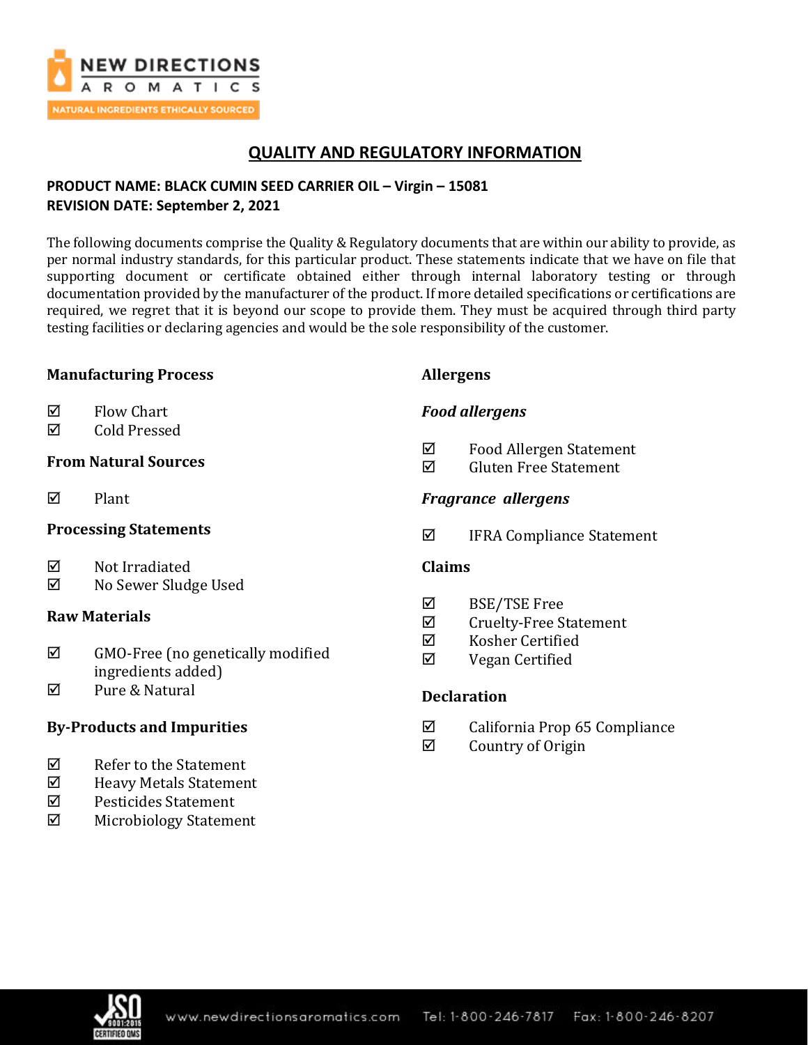# QUALITY AND REGULATORY INFORMATION

**PRODUCT NAME: BLACK CUMIN SEED CARRIER OIL – Virgin – 15081**
**REVISION DATE: September 2, 2021**

The following documents comprise the Quality & Regulatory documents that are within our ability to provide, as per normal industry standards, for this particular product. These statements indicate that we have on file that supporting document or certificate obtained either through internal laboratory testing or through documentation provided by the manufacturer of the product. If more detailed specifications or certifications are required, we regret that it is beyond our scope to provide them. They must be acquired through third party testing facilities or declaring agencies and would be the sole responsibility of the customer.

### Manufacturing Process

- ☑ Flow Chart
- ☑ Cold Pressed

### From Natural Sources

- ☑ Plant

### Processing Statements

- ☑ Not Irradiated
- ☑ No Sewer Sludge Used

### Raw Materials

- ☑ GMO-Free (no genetically modified ingredients added)
- ☑ Pure & Natural

### By-Products and Impurities

- ☑ Refer to the Statement
- ☑ Heavy Metals Statement
- ☑ Pesticides Statement
- ☑ Microbiology Statement

### Allergens

#### *Food allergens*

- ☑ Food Allergen Statement
- ☑ Gluten Free Statement

#### *Fragrance allergens*

- ☑ IFRA Compliance Statement

### Claims

- ☑ BSE/TSE Free
- ☑ Cruelty-Free Statement
- ☑ Kosher Certified
- ☑ Vegan Certified

### Declaration

- ☑ California Prop 65 Compliance
- ☑ Country of Origin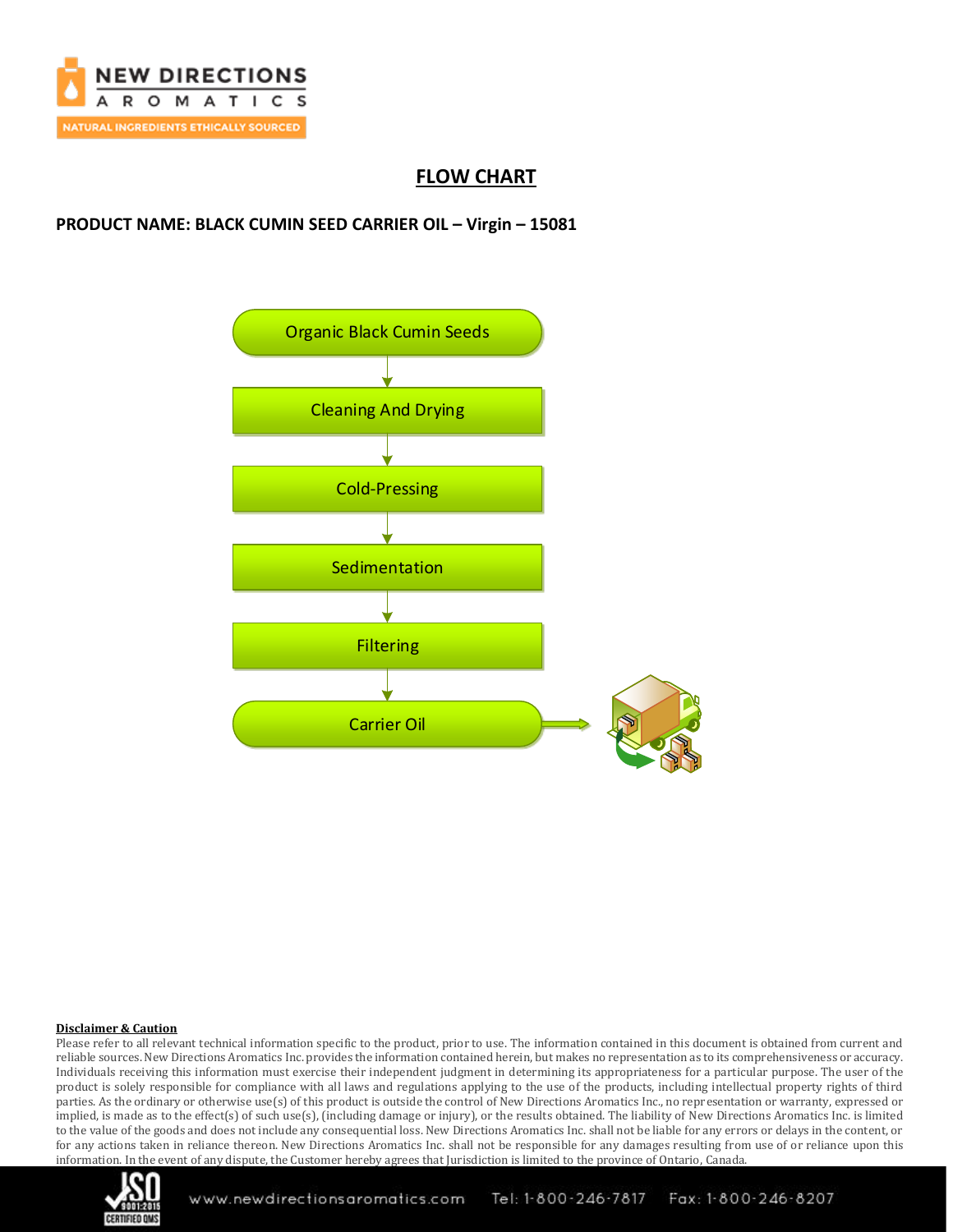# FLOW CHART

**PRODUCT NAME: BLACK CUMIN SEED CARRIER OIL – Virgin – 15081**

Organic Black Cumin Seeds

↓

Cleaning And Drying

↓

Cold-Pressing

↓

Sedimentation

↓

Filtering

↓

Carrier Oil

**Disclaimer & Caution**

Please refer to all relevant technical information specific to the product, prior to use. The information contained in this document is obtained from current and reliable sources. New Directions Aromatics Inc. provides the information contained herein, but makes no representation as to its comprehensiveness or accuracy. Individuals receiving this information must exercise their independent judgment in determining its appropriateness for a particular purpose. The user of the product is solely responsible for compliance with all laws and regulations applying to the use of the products, including intellectual property rights of third parties. As the ordinary or otherwise use(s) of this product is outside the control of New Directions Aromatics Inc., no representation or warranty, expressed or implied, is made as to the effect(s) of such use(s), (including damage or injury), or the results obtained. The liability of New Directions Aromatics Inc. is limited to the value of the goods and does not include any consequential loss. New Directions Aromatics Inc. shall not be liable for any errors or delays in the content, or for any actions taken in reliance thereon. New Directions Aromatics Inc. shall not be responsible for any damages resulting from use of or reliance upon this information. In the event of any dispute, the Customer hereby agrees that Jurisdiction is limited to the province of Ontario, Canada.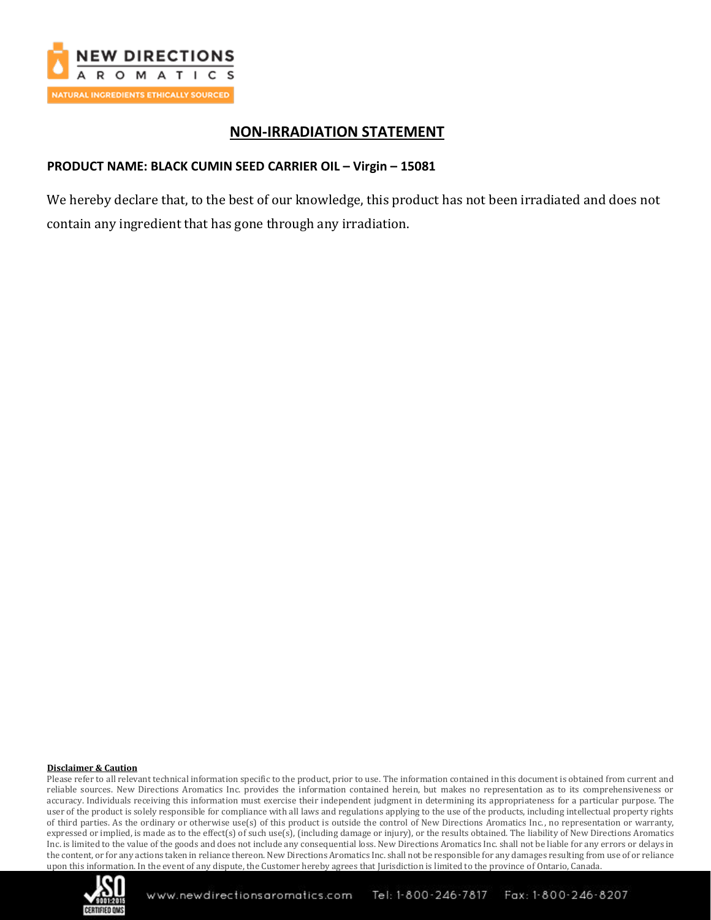## NON-IRRADIATION STATEMENT

**PRODUCT NAME: BLACK CUMIN SEED CARRIER OIL – Virgin – 15081**

We hereby declare that, to the best of our knowledge, this product has not been irradiated and does not contain any ingredient that has gone through any irradiation.

**Disclaimer & Caution**

Please refer to all relevant technical information specific to the product, prior to use. The information contained in this document is obtained from current and reliable sources. New Directions Aromatics Inc. provides the information contained herein, but makes no representation as to its comprehensiveness or accuracy. Individuals receiving this information must exercise their independent judgment in determining its appropriateness for a particular purpose. The user of the product is solely responsible for compliance with all laws and regulations applying to the use of the products, including intellectual property rights of third parties. As the ordinary or otherwise use(s) of this product is outside the control of New Directions Aromatics Inc., no representation or warranty, expressed or implied, is made as to the effect(s) of such use(s), (including damage or injury), or the results obtained. The liability of New Directions Aromatics Inc. is limited to the value of the goods and does not include any consequential loss. New Directions Aromatics Inc. shall not be liable for any errors or delays in the content, or for any actions taken in reliance thereon. New Directions Aromatics Inc. shall not be responsible for any damages resulting from use of or reliance upon this information. In the event of any dispute, the Customer hereby agrees that Jurisdiction is limited to the province of Ontario, Canada.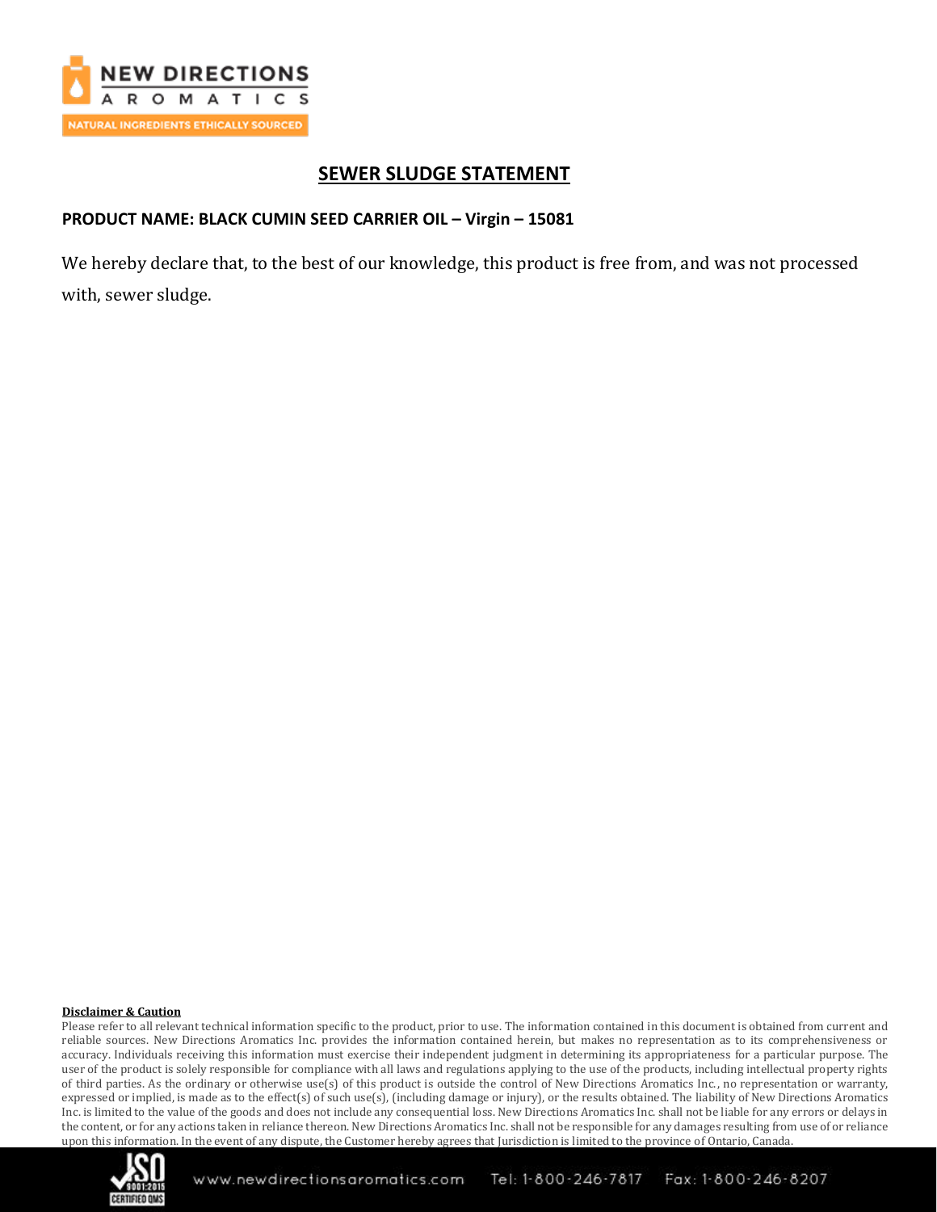## SEWER SLUDGE STATEMENT

**PRODUCT NAME: BLACK CUMIN SEED CARRIER OIL – Virgin – 15081**

We hereby declare that, to the best of our knowledge, this product is free from, and was not processed with, sewer sludge.

**Disclaimer & Caution**

Please refer to all relevant technical information specific to the product, prior to use. The information contained in this document is obtained from current and reliable sources. New Directions Aromatics Inc. provides the information contained herein, but makes no representation as to its comprehensiveness or accuracy. Individuals receiving this information must exercise their independent judgment in determining its appropriateness for a particular purpose. The user of the product is solely responsible for compliance with all laws and regulations applying to the use of the products, including intellectual property rights of third parties. As the ordinary or otherwise use(s) of this product is outside the control of New Directions Aromatics Inc., no representation or warranty, expressed or implied, is made as to the effect(s) of such use(s), (including damage or injury), or the results obtained. The liability of New Directions Aromatics Inc. is limited to the value of the goods and does not include any consequential loss. New Directions Aromatics Inc. shall not be liable for any errors or delays in the content, or for any actions taken in reliance thereon. New Directions Aromatics Inc. shall not be responsible for any damages resulting from use of or reliance upon this information. In the event of any dispute, the Customer hereby agrees that Jurisdiction is limited to the province of Ontario, Canada.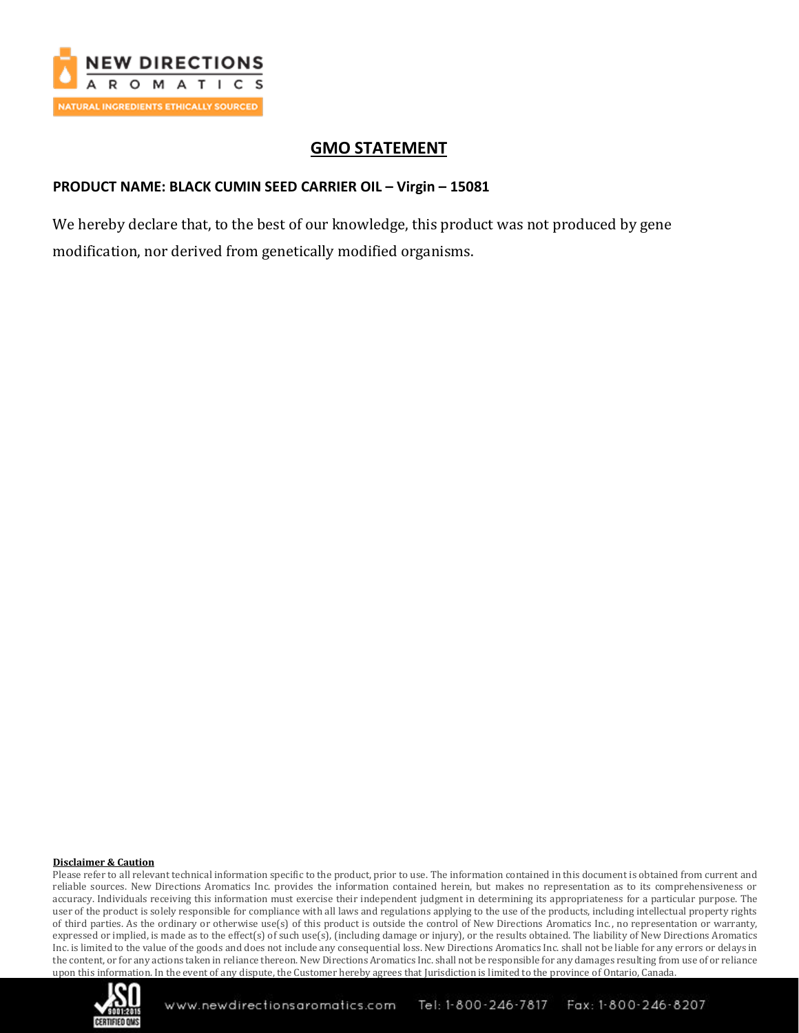## GMO STATEMENT

**PRODUCT NAME: BLACK CUMIN SEED CARRIER OIL – Virgin – 15081**

We hereby declare that, to the best of our knowledge, this product was not produced by gene modification, nor derived from genetically modified organisms.

**Disclaimer & Caution**

Please refer to all relevant technical information specific to the product, prior to use. The information contained in this document is obtained from current and reliable sources. New Directions Aromatics Inc. provides the information contained herein, but makes no representation as to its comprehensiveness or accuracy. Individuals receiving this information must exercise their independent judgment in determining its appropriateness for a particular purpose. The user of the product is solely responsible for compliance with all laws and regulations applying to the use of the products, including intellectual property rights of third parties. As the ordinary or otherwise use(s) of this product is outside the control of New Directions Aromatics Inc., no representation or warranty, expressed or implied, is made as to the effect(s) of such use(s), (including damage or injury), or the results obtained. The liability of New Directions Aromatics Inc. is limited to the value of the goods and does not include any consequential loss. New Directions Aromatics Inc. shall not be liable for any errors or delays in the content, or for any actions taken in reliance thereon. New Directions Aromatics Inc. shall not be responsible for any damages resulting from use of or reliance upon this information. In the event of any dispute, the Customer hereby agrees that Jurisdiction is limited to the province of Ontario, Canada.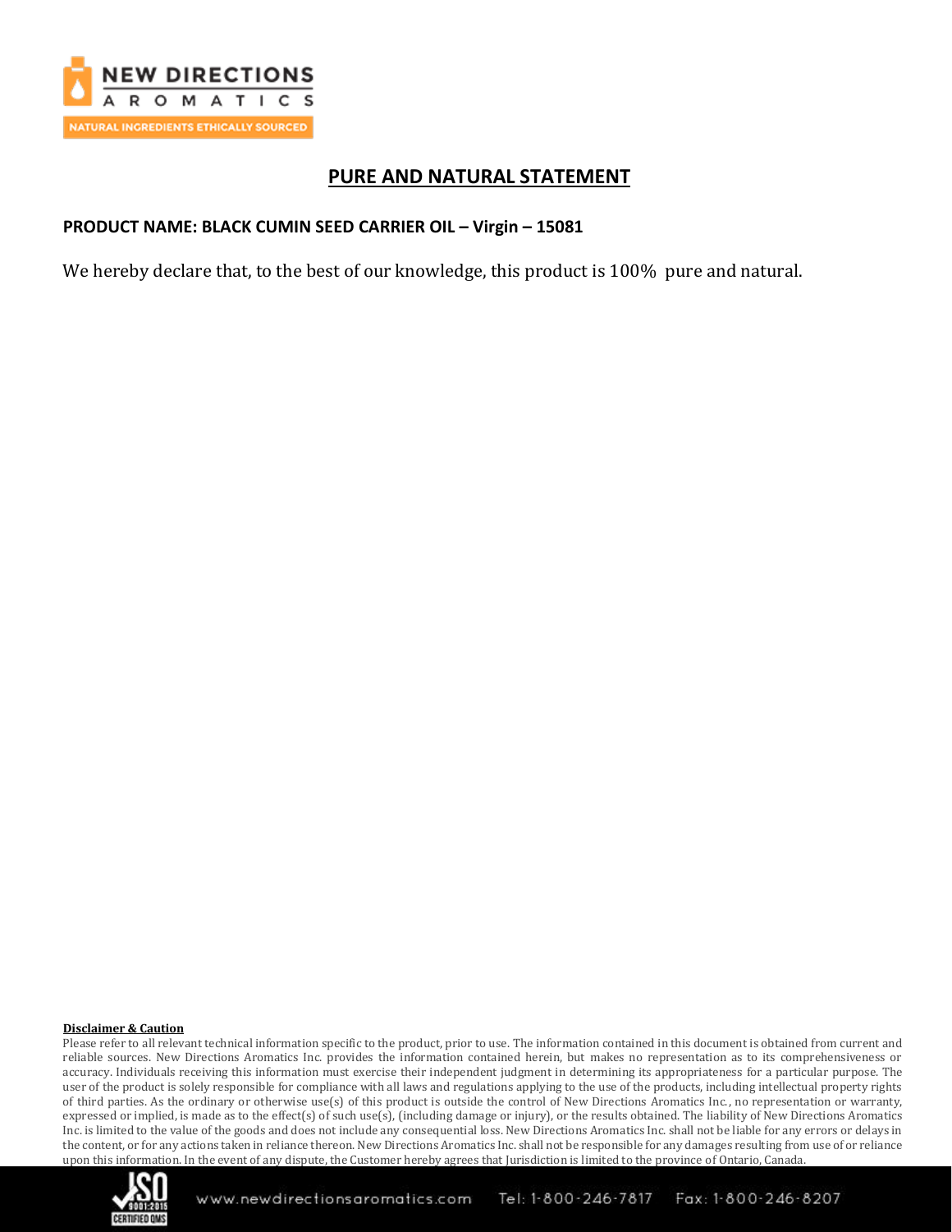## PURE AND NATURAL STATEMENT

**PRODUCT NAME: BLACK CUMIN SEED CARRIER OIL – Virgin – 15081**

We hereby declare that, to the best of our knowledge, this product is 100% pure and natural.

**Disclaimer & Caution**

Please refer to all relevant technical information specific to the product, prior to use. The information contained in this document is obtained from current and reliable sources. New Directions Aromatics Inc. provides the information contained herein, but makes no representation as to its comprehensiveness or accuracy. Individuals receiving this information must exercise their independent judgment in determining its appropriateness for a particular purpose. The user of the product is solely responsible for compliance with all laws and regulations applying to the use of the products, including intellectual property rights of third parties. As the ordinary or otherwise use(s) of this product is outside the control of New Directions Aromatics Inc., no representation or warranty, expressed or implied, is made as to the effect(s) of such use(s), (including damage or injury), or the results obtained. The liability of New Directions Aromatics Inc. is limited to the value of the goods and does not include any consequential loss. New Directions Aromatics Inc. shall not be liable for any errors or delays in the content, or for any actions taken in reliance thereon. New Directions Aromatics Inc. shall not be responsible for any damages resulting from use of or reliance upon this information. In the event of any dispute, the Customer hereby agrees that Jurisdiction is limited to the province of Ontario, Canada.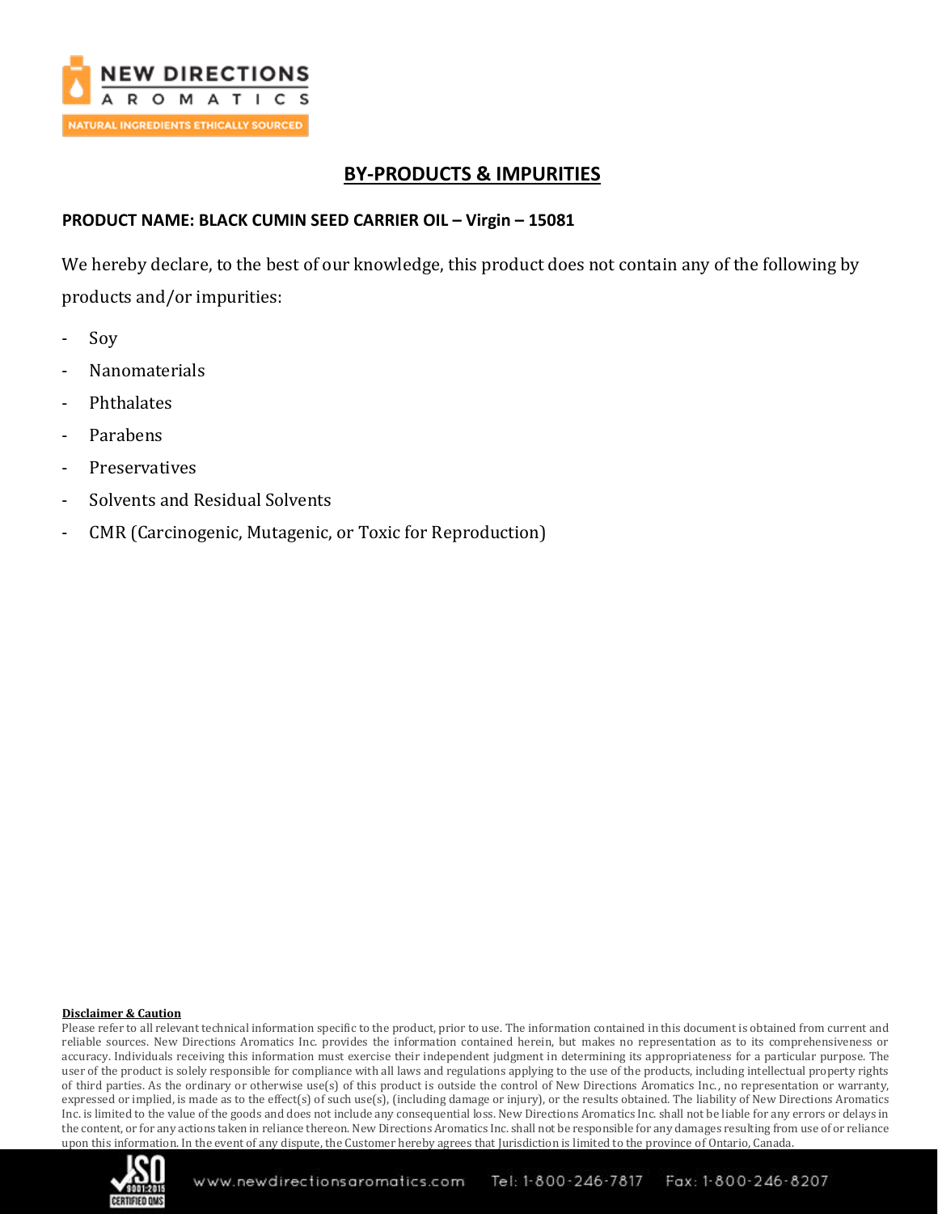## BY-PRODUCTS & IMPURITIES

**PRODUCT NAME: BLACK CUMIN SEED CARRIER OIL – Virgin – 15081**

We hereby declare, to the best of our knowledge, this product does not contain any of the following by products and/or impurities:

- Soy
- Nanomaterials
- Phthalates
- Parabens
- Preservatives
- Solvents and Residual Solvents
- CMR (Carcinogenic, Mutagenic, or Toxic for Reproduction)

**Disclaimer & Caution**

Please refer to all relevant technical information specific to the product, prior to use. The information contained in this document is obtained from current and reliable sources. New Directions Aromatics Inc. provides the information contained herein, but makes no representation as to its comprehensiveness or accuracy. Individuals receiving this information must exercise their independent judgment in determining its appropriateness for a particular purpose. The user of the product is solely responsible for compliance with all laws and regulations applying to the use of the products, including intellectual property rights of third parties. As the ordinary or otherwise use(s) of this product is outside the control of New Directions Aromatics Inc., no representation or warranty, expressed or implied, is made as to the effect(s) of such use(s), (including damage or injury), or the results obtained. The liability of New Directions Aromatics Inc. is limited to the value of the goods and does not include any consequential loss. New Directions Aromatics Inc. shall not be liable for any errors or delays in the content, or for any actions taken in reliance thereon. New Directions Aromatics Inc. shall not be responsible for any damages resulting from use of or reliance upon this information. In the event of any dispute, the Customer hereby agrees that Jurisdiction is limited to the province of Ontario, Canada.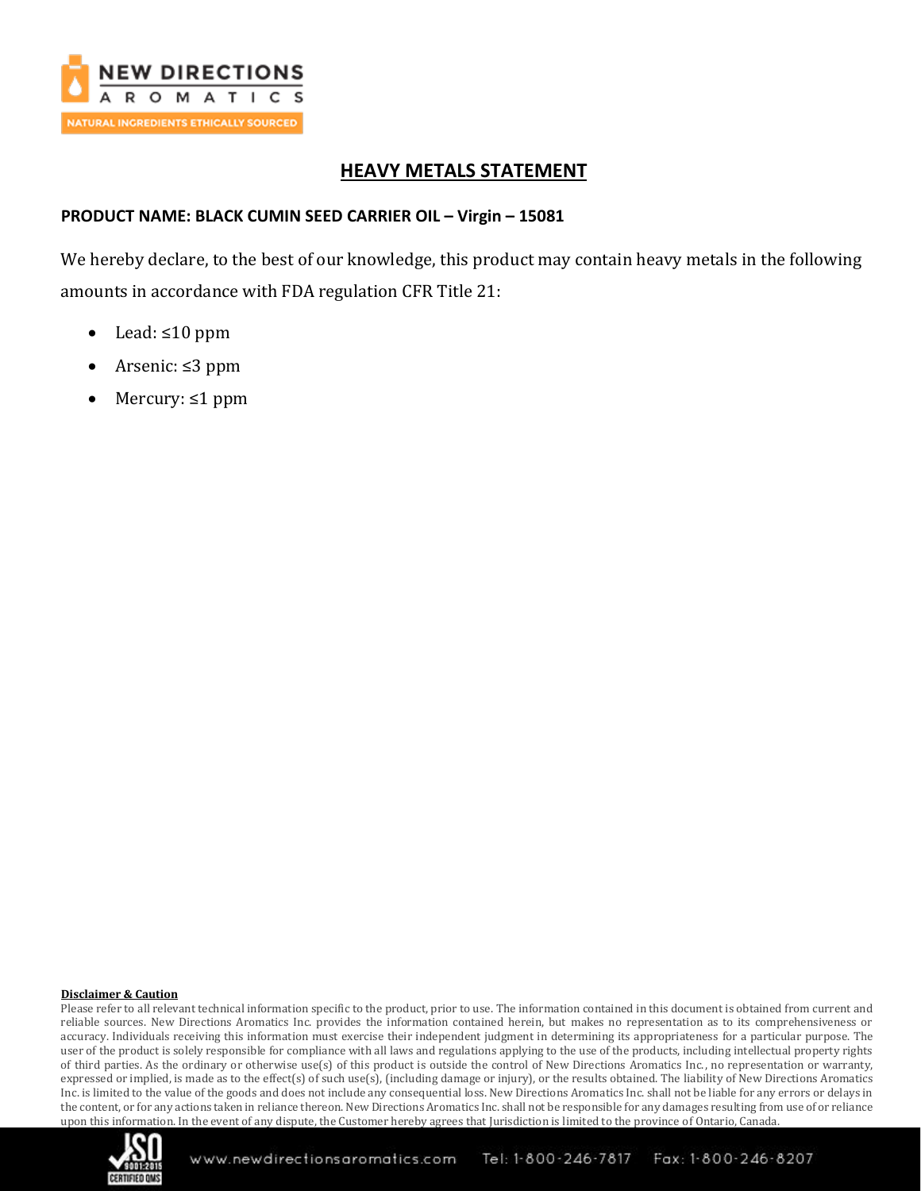## HEAVY METALS STATEMENT

**PRODUCT NAME: BLACK CUMIN SEED CARRIER OIL – Virgin – 15081**

We hereby declare, to the best of our knowledge, this product may contain heavy metals in the following amounts in accordance with FDA regulation CFR Title 21:

- Lead: ≤10 ppm
- Arsenic: ≤3 ppm
- Mercury: ≤1 ppm

**Disclaimer & Caution**

Please refer to all relevant technical information specific to the product, prior to use. The information contained in this document is obtained from current and reliable sources. New Directions Aromatics Inc. provides the information contained herein, but makes no representation as to its comprehensiveness or accuracy. Individuals receiving this information must exercise their independent judgment in determining its appropriateness for a particular purpose. The user of the product is solely responsible for compliance with all laws and regulations applying to the use of the products, including intellectual property rights of third parties. As the ordinary or otherwise use(s) of this product is outside the control of New Directions Aromatics Inc., no representation or warranty, expressed or implied, is made as to the effect(s) of such use(s), (including damage or injury), or the results obtained. The liability of New Directions Aromatics Inc. is limited to the value of the goods and does not include any consequential loss. New Directions Aromatics Inc. shall not be liable for any errors or delays in the content, or for any actions taken in reliance thereon. New Directions Aromatics Inc. shall not be responsible for any damages resulting from use of or reliance upon this information. In the event of any dispute, the Customer hereby agrees that Jurisdiction is limited to the province of Ontario, Canada.

www.newdirectionsaromatics.com Tel: 1-800-246-7817 Fax: 1-800-246-8207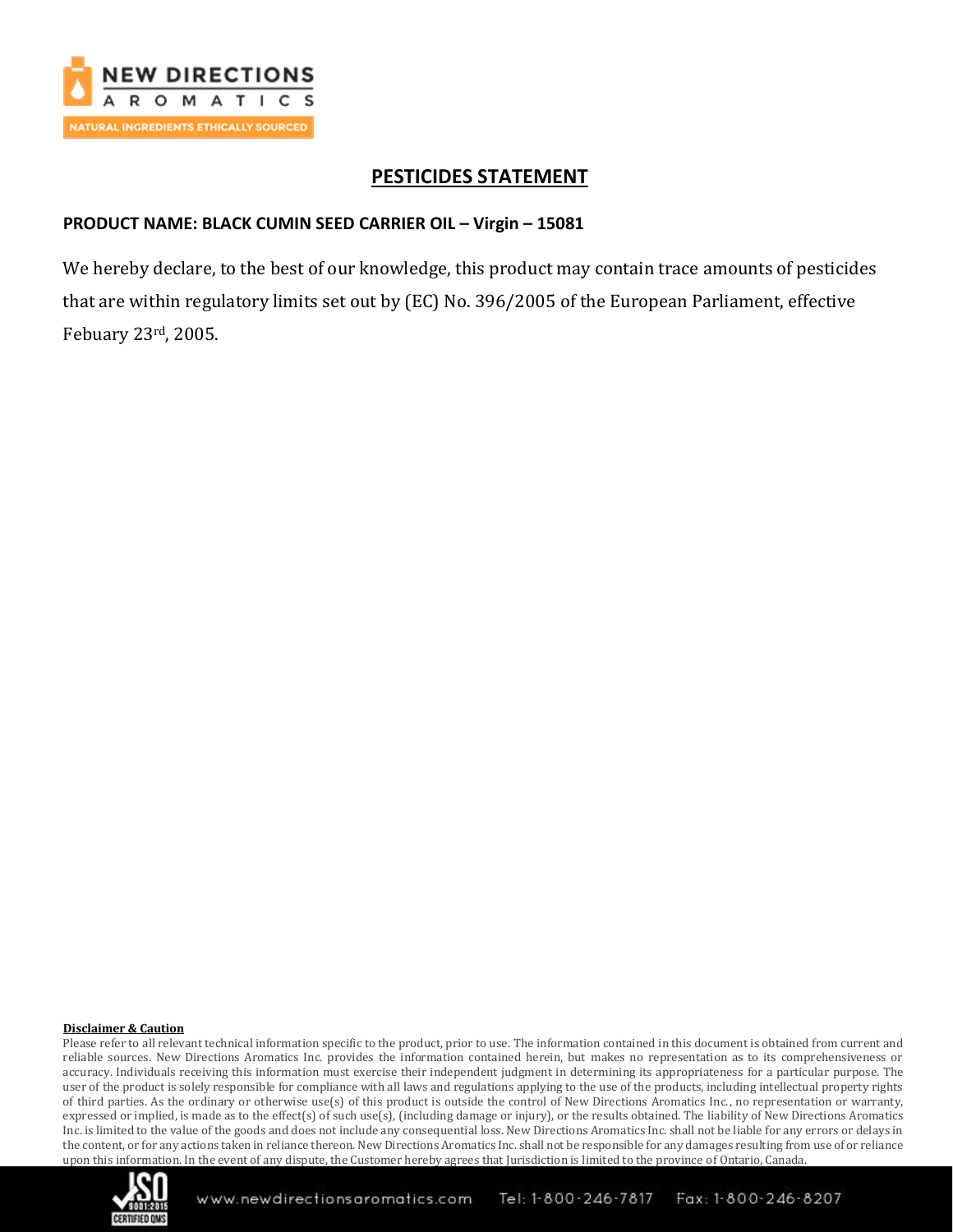# PESTICIDES STATEMENT

**PRODUCT NAME: BLACK CUMIN SEED CARRIER OIL – Virgin – 15081**

We hereby declare, to the best of our knowledge, this product may contain trace amounts of pesticides that are within regulatory limits set out by (EC) No. 396/2005 of the European Parliament, effective Febuary 23rd, 2005.

**Disclaimer & Caution**

Please refer to all relevant technical information specific to the product, prior to use. The information contained in this document is obtained from current and reliable sources. New Directions Aromatics Inc. provides the information contained herein, but makes no representation as to its comprehensiveness or accuracy. Individuals receiving this information must exercise their independent judgment in determining its appropriateness for a particular purpose. The user of the product is solely responsible for compliance with all laws and regulations applying to the use of the products, including intellectual property rights of third parties. As the ordinary or otherwise use(s) of this product is outside the control of New Directions Aromatics Inc., no representation or warranty, expressed or implied, is made as to the effect(s) of such use(s), (including damage or injury), or the results obtained. The liability of New Directions Aromatics Inc. is limited to the value of the goods and does not include any consequential loss. New Directions Aromatics Inc. shall not be liable for any errors or delays in the content, or for any actions taken in reliance thereon. New Directions Aromatics Inc. shall not be responsible for any damages resulting from use of or reliance upon this information. In the event of any dispute, the Customer hereby agrees that Jurisdiction is limited to the province of Ontario, Canada.

www.newdirectionsaromatics.com Tel: 1-800-246-7817 Fax: 1-800-246-8207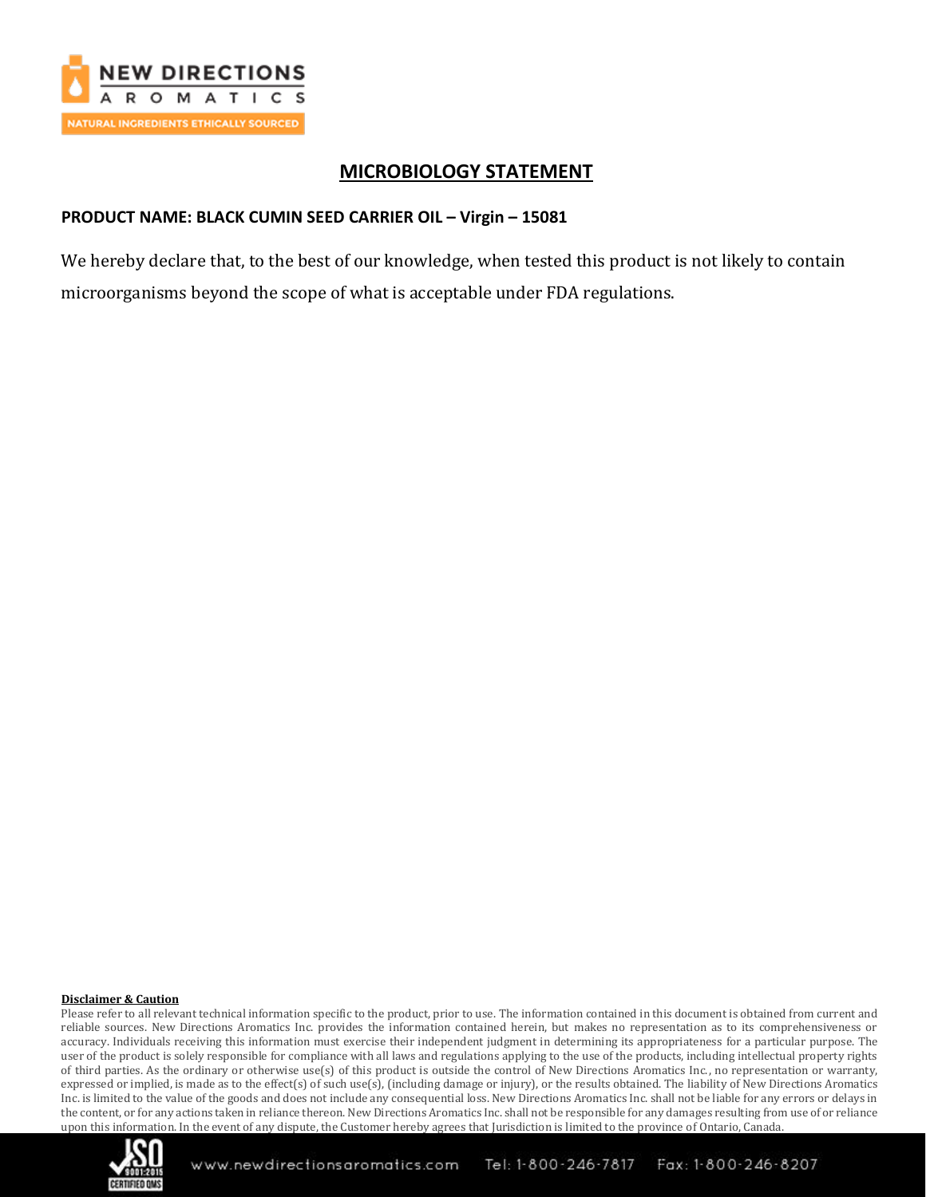## MICROBIOLOGY STATEMENT

**PRODUCT NAME: BLACK CUMIN SEED CARRIER OIL – Virgin – 15081**

We hereby declare that, to the best of our knowledge, when tested this product is not likely to contain microorganisms beyond the scope of what is acceptable under FDA regulations.

**Disclaimer & Caution**

Please refer to all relevant technical information specific to the product, prior to use. The information contained in this document is obtained from current and reliable sources. New Directions Aromatics Inc. provides the information contained herein, but makes no representation as to its comprehensiveness or accuracy. Individuals receiving this information must exercise their independent judgment in determining its appropriateness for a particular purpose. The user of the product is solely responsible for compliance with all laws and regulations applying to the use of the products, including intellectual property rights of third parties. As the ordinary or otherwise use(s) of this product is outside the control of New Directions Aromatics Inc., no representation or warranty, expressed or implied, is made as to the effect(s) of such use(s), (including damage or injury), or the results obtained. The liability of New Directions Aromatics Inc. is limited to the value of the goods and does not include any consequential loss. New Directions Aromatics Inc. shall not be liable for any errors or delays in the content, or for any actions taken in reliance thereon. New Directions Aromatics Inc. shall not be responsible for any damages resulting from use of or reliance upon this information. In the event of any dispute, the Customer hereby agrees that Jurisdiction is limited to the province of Ontario, Canada.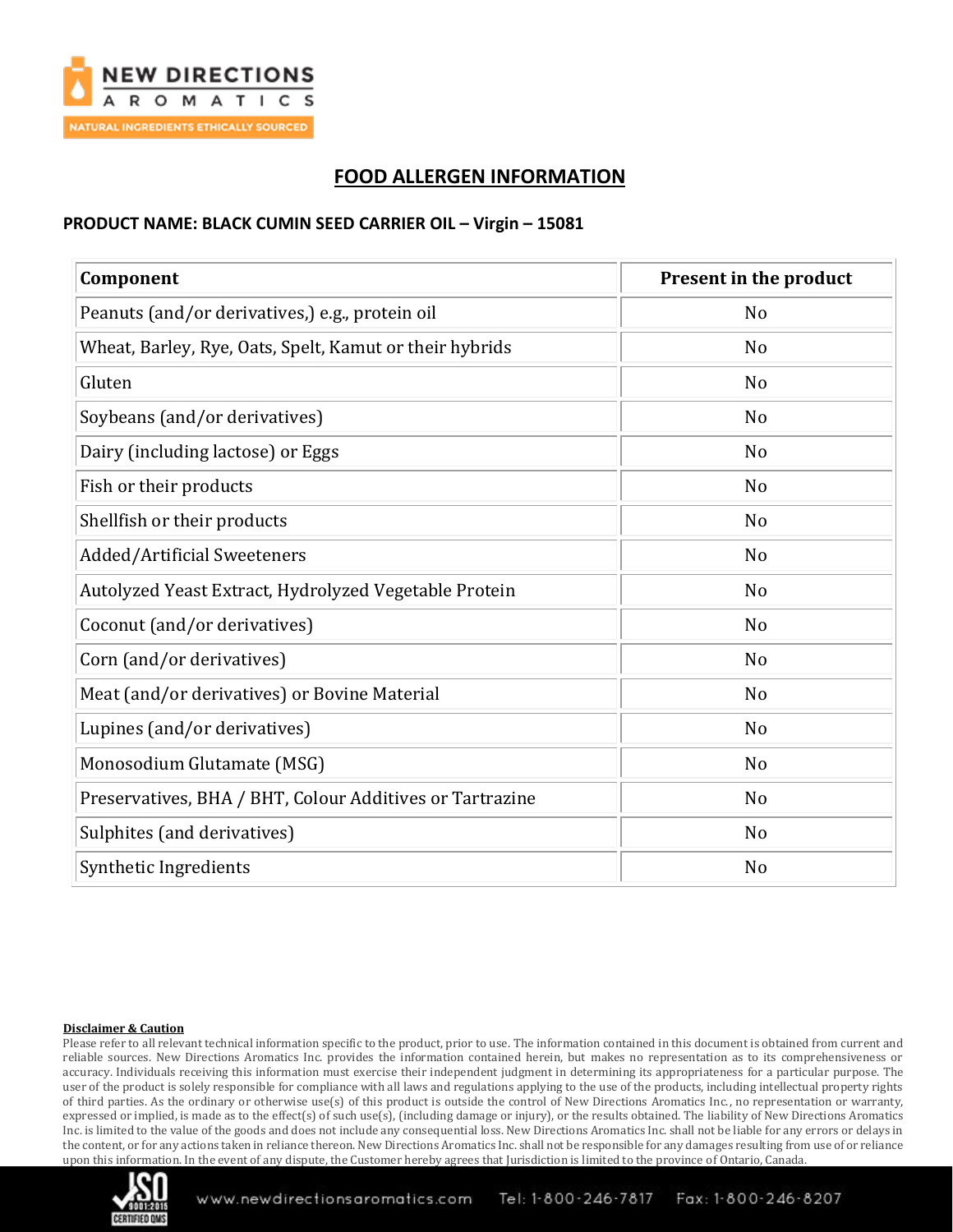# FOOD ALLERGEN INFORMATION

**PRODUCT NAME: BLACK CUMIN SEED CARRIER OIL – Virgin – 15081**

| Component | Present in the product |
|---|---|
| Peanuts (and/or derivatives,) e.g., protein oil | No |
| Wheat, Barley, Rye, Oats, Spelt, Kamut or their hybrids | No |
| Gluten | No |
| Soybeans (and/or derivatives) | No |
| Dairy (including lactose) or Eggs | No |
| Fish or their products | No |
| Shellfish or their products | No |
| Added/Artificial Sweeteners | No |
| Autolyzed Yeast Extract, Hydrolyzed Vegetable Protein | No |
| Coconut (and/or derivatives) | No |
| Corn (and/or derivatives) | No |
| Meat (and/or derivatives) or Bovine Material | No |
| Lupines (and/or derivatives) | No |
| Monosodium Glutamate (MSG) | No |
| Preservatives, BHA / BHT, Colour Additives or Tartrazine | No |
| Sulphites (and derivatives) | No |
| Synthetic Ingredients | No |

**Disclaimer & Caution**

Please refer to all relevant technical information specific to the product, prior to use. The information contained in this document is obtained from current and reliable sources. New Directions Aromatics Inc. provides the information contained herein, but makes no representation as to its comprehensiveness or accuracy. Individuals receiving this information must exercise their independent judgment in determining its appropriateness for a particular purpose. The user of the product is solely responsible for compliance with all laws and regulations applying to the use of the products, including intellectual property rights of third parties. As the ordinary or otherwise use(s) of this product is outside the control of New Directions Aromatics Inc., no representation or warranty, expressed or implied, is made as to the effect(s) of such use(s), (including damage or injury), or the results obtained. The liability of New Directions Aromatics Inc. is limited to the value of the goods and does not include any consequential loss. New Directions Aromatics Inc. shall not be liable for any errors or delays in the content, or for any actions taken in reliance thereon. New Directions Aromatics Inc. shall not be responsible for any damages resulting from use of or reliance upon this information. In the event of any dispute, the Customer hereby agrees that Jurisdiction is limited to the province of Ontario, Canada.

www.newdirectionsaromatics.com Tel: 1-800-246-7817 Fax: 1-800-246-8207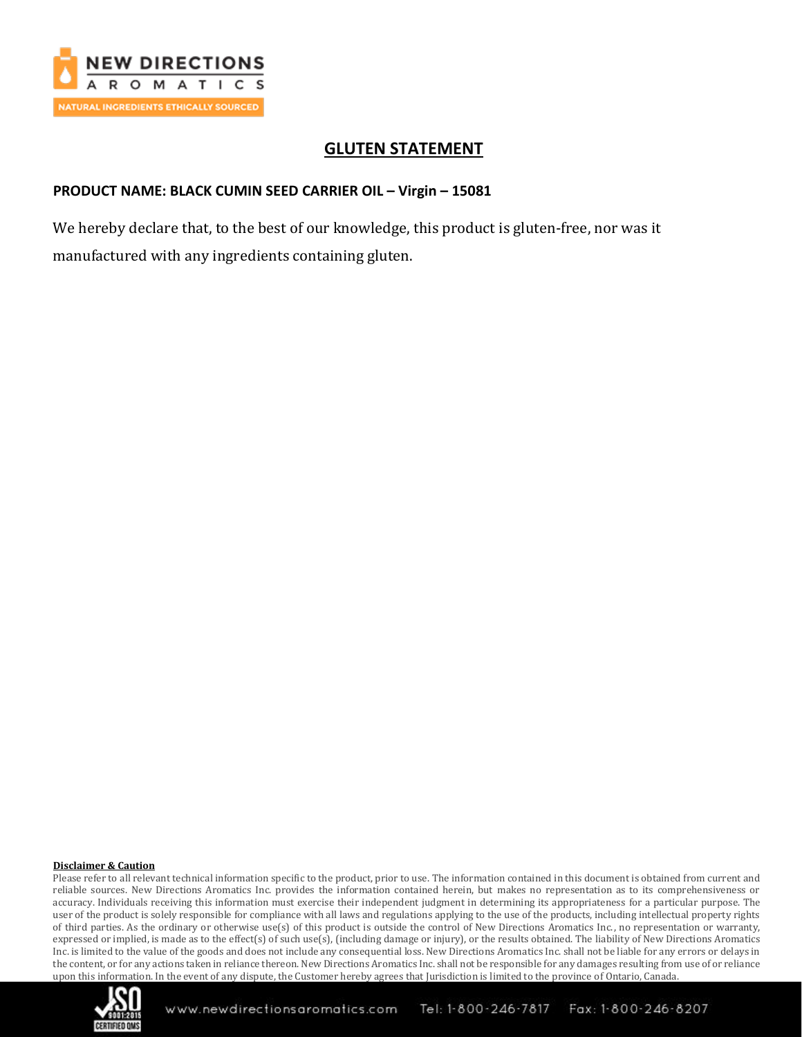# GLUTEN STATEMENT

**PRODUCT NAME: BLACK CUMIN SEED CARRIER OIL – Virgin – 15081**

We hereby declare that, to the best of our knowledge, this product is gluten-free, nor was it manufactured with any ingredients containing gluten.

**Disclaimer & Caution**

Please refer to all relevant technical information specific to the product, prior to use. The information contained in this document is obtained from current and reliable sources. New Directions Aromatics Inc. provides the information contained herein, but makes no representation as to its comprehensiveness or accuracy. Individuals receiving this information must exercise their independent judgment in determining its appropriateness for a particular purpose. The user of the product is solely responsible for compliance with all laws and regulations applying to the use of the products, including intellectual property rights of third parties. As the ordinary or otherwise use(s) of this product is outside the control of New Directions Aromatics Inc., no representation or warranty, expressed or implied, is made as to the effect(s) of such use(s), (including damage or injury), or the results obtained. The liability of New Directions Aromatics Inc. is limited to the value of the goods and does not include any consequential loss. New Directions Aromatics Inc. shall not be liable for any errors or delays in the content, or for any actions taken in reliance thereon. New Directions Aromatics Inc. shall not be responsible for any damages resulting from use of or reliance upon this information. In the event of any dispute, the Customer hereby agrees that Jurisdiction is limited to the province of Ontario, Canada.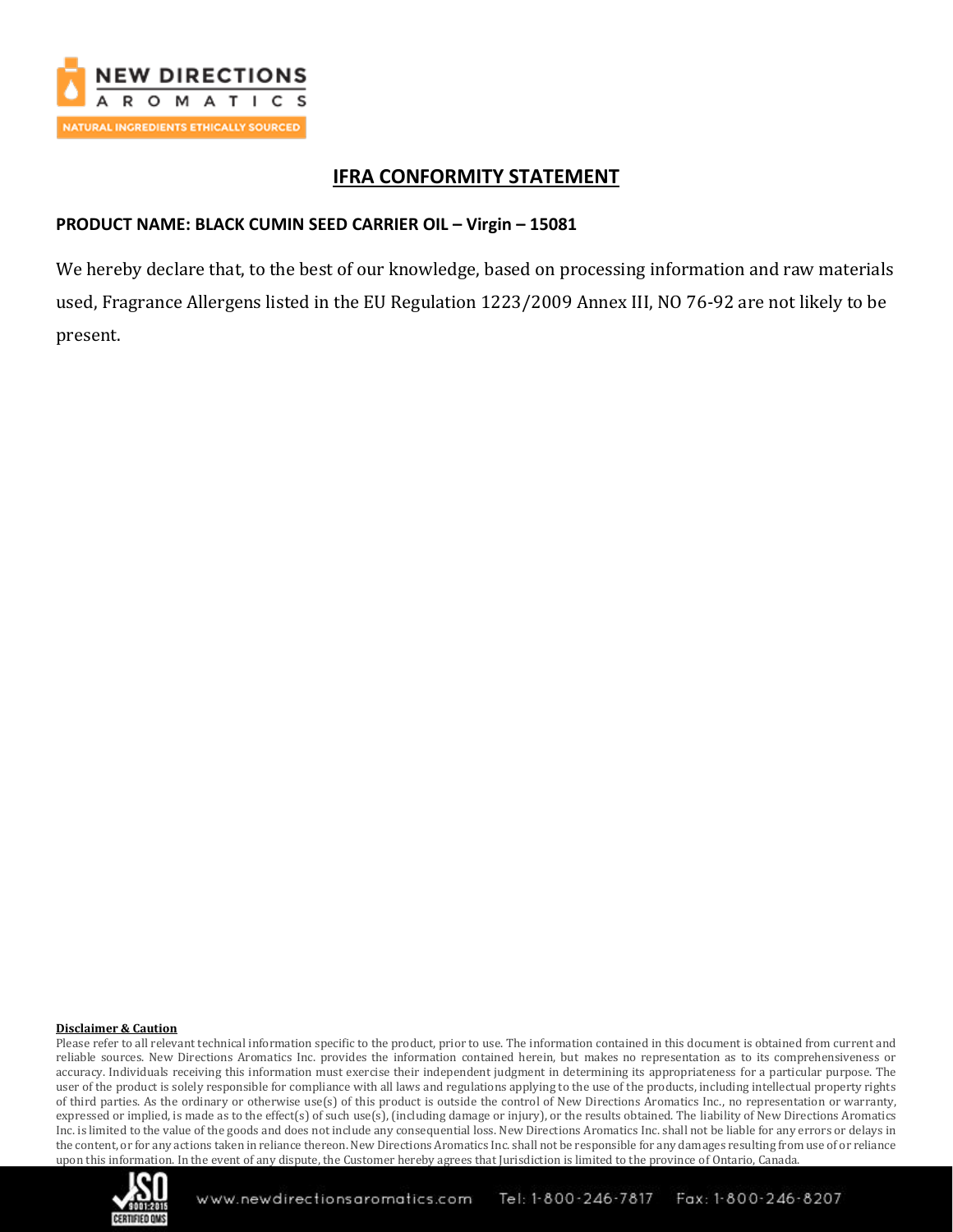# IFRA CONFORMITY STATEMENT

**PRODUCT NAME: BLACK CUMIN SEED CARRIER OIL – Virgin – 15081**

We hereby declare that, to the best of our knowledge, based on processing information and raw materials used, Fragrance Allergens listed in the EU Regulation 1223/2009 Annex III, NO 76-92 are not likely to be present.

**Disclaimer & Caution**

Please refer to all relevant technical information specific to the product, prior to use. The information contained in this document is obtained from current and reliable sources. New Directions Aromatics Inc. provides the information contained herein, but makes no representation as to its comprehensiveness or accuracy. Individuals receiving this information must exercise their independent judgment in determining its appropriateness for a particular purpose. The user of the product is solely responsible for compliance with all laws and regulations applying to the use of the products, including intellectual property rights of third parties. As the ordinary or otherwise use(s) of this product is outside the control of New Directions Aromatics Inc., no representation or warranty, expressed or implied, is made as to the effect(s) of such use(s), (including damage or injury), or the results obtained. The liability of New Directions Aromatics Inc. is limited to the value of the goods and does not include any consequential loss. New Directions Aromatics Inc. shall not be liable for any errors or delays in the content, or for any actions taken in reliance thereon. New Directions Aromatics Inc. shall not be responsible for any damages resulting from use of or reliance upon this information. In the event of any dispute, the Customer hereby agrees that Jurisdiction is limited to the province of Ontario, Canada.

www.newdirectionsaromatics.com Tel: 1-800-246-7817 Fax: 1-800-246-8207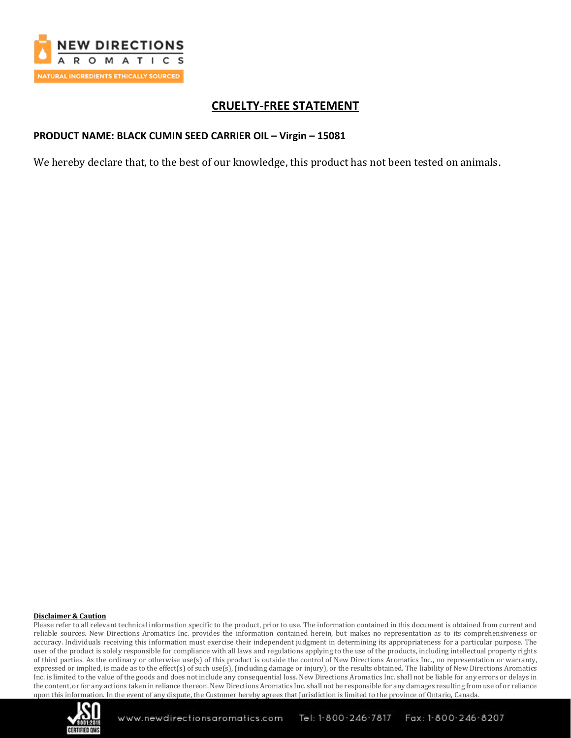# CRUELTY-FREE STATEMENT

**PRODUCT NAME: BLACK CUMIN SEED CARRIER OIL – Virgin – 15081**

We hereby declare that, to the best of our knowledge, this product has not been tested on animals.

**Disclaimer & Caution**

Please refer to all relevant technical information specific to the product, prior to use. The information contained in this document is obtained from current and reliable sources. New Directions Aromatics Inc. provides the information contained herein, but makes no representation as to its comprehensiveness or accuracy. Individuals receiving this information must exercise their independent judgment in determining its appropriateness for a particular purpose. The user of the product is solely responsible for compliance with all laws and regulations applying to the use of the products, including intellectual property rights of third parties. As the ordinary or otherwise use(s) of this product is outside the control of New Directions Aromatics Inc., no representation or warranty, expressed or implied, is made as to the effect(s) of such use(s), (including damage or injury), or the results obtained. The liability of New Directions Aromatics Inc. is limited to the value of the goods and does not include any consequential loss. New Directions Aromatics Inc. shall not be liable for any errors or delays in the content, or for any actions taken in reliance thereon. New Directions Aromatics Inc. shall not be responsible for any damages resulting from use of or reliance upon this information. In the event of any dispute, the Customer hereby agrees that Jurisdiction is limited to the province of Ontario, Canada.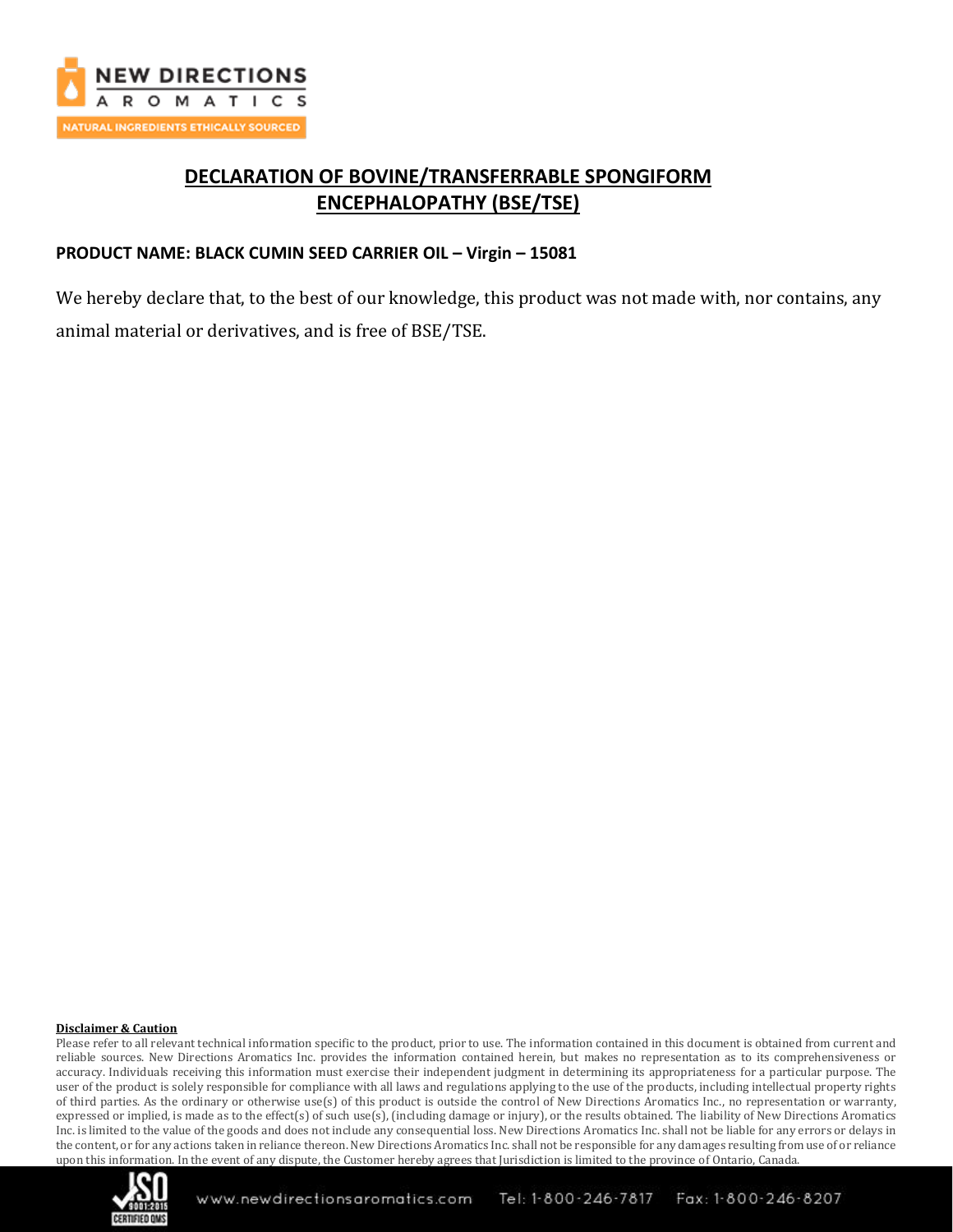# DECLARATION OF BOVINE/TRANSFERRABLE SPONGIFORM ENCEPHALOPATHY (BSE/TSE)

**PRODUCT NAME: BLACK CUMIN SEED CARRIER OIL – Virgin – 15081**

We hereby declare that, to the best of our knowledge, this product was not made with, nor contains, any animal material or derivatives, and is free of BSE/TSE.

**Disclaimer & Caution**

Please refer to all relevant technical information specific to the product, prior to use. The information contained in this document is obtained from current and reliable sources. New Directions Aromatics Inc. provides the information contained herein, but makes no representation as to its comprehensiveness or accuracy. Individuals receiving this information must exercise their independent judgment in determining its appropriateness for a particular purpose. The user of the product is solely responsible for compliance with all laws and regulations applying to the use of the products, including intellectual property rights of third parties. As the ordinary or otherwise use(s) of this product is outside the control of New Directions Aromatics Inc., no representation or warranty, expressed or implied, is made as to the effect(s) of such use(s), (including damage or injury), or the results obtained. The liability of New Directions Aromatics Inc. is limited to the value of the goods and does not include any consequential loss. New Directions Aromatics Inc. shall not be liable for any errors or delays in the content, or for any actions taken in reliance thereon. New Directions Aromatics Inc. shall not be responsible for any damages resulting from use of or reliance upon this information. In the event of any dispute, the Customer hereby agrees that Jurisdiction is limited to the province of Ontario, Canada.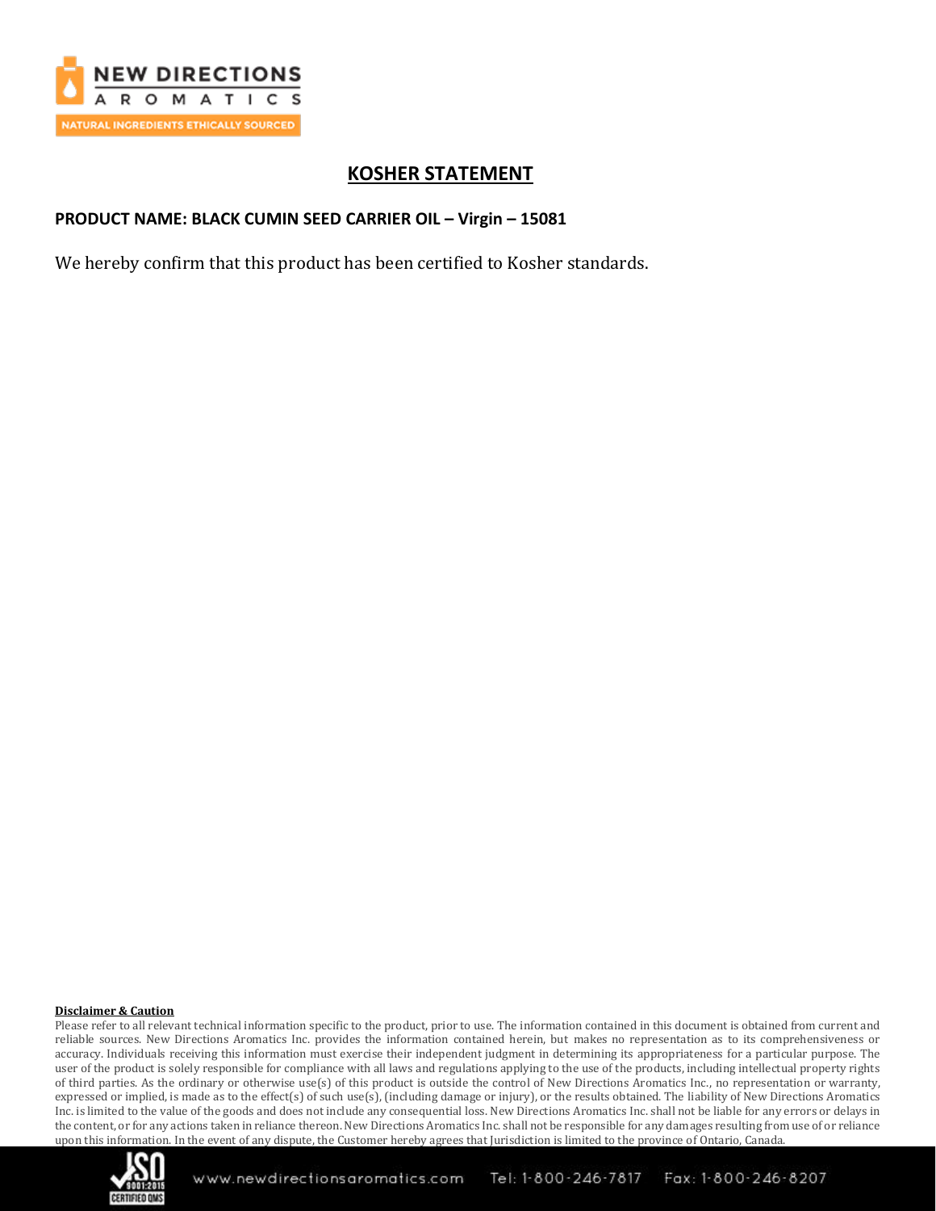# KOSHER STATEMENT

**PRODUCT NAME: BLACK CUMIN SEED CARRIER OIL – Virgin – 15081**

We hereby confirm that this product has been certified to Kosher standards.

**Disclaimer & Caution**

Please refer to all relevant technical information specific to the product, prior to use. The information contained in this document is obtained from current and reliable sources. New Directions Aromatics Inc. provides the information contained herein, but makes no representation as to its comprehensiveness or accuracy. Individuals receiving this information must exercise their independent judgment in determining its appropriateness for a particular purpose. The user of the product is solely responsible for compliance with all laws and regulations applying to the use of the products, including intellectual property rights of third parties. As the ordinary or otherwise use(s) of this product is outside the control of New Directions Aromatics Inc., no representation or warranty, expressed or implied, is made as to the effect(s) of such use(s), (including damage or injury), or the results obtained. The liability of New Directions Aromatics Inc. is limited to the value of the goods and does not include any consequential loss. New Directions Aromatics Inc. shall not be liable for any errors or delays in the content, or for any actions taken in reliance thereon. New Directions Aromatics Inc. shall not be responsible for any damages resulting from use of or reliance upon this information. In the event of any dispute, the Customer hereby agrees that Jurisdiction is limited to the province of Ontario, Canada.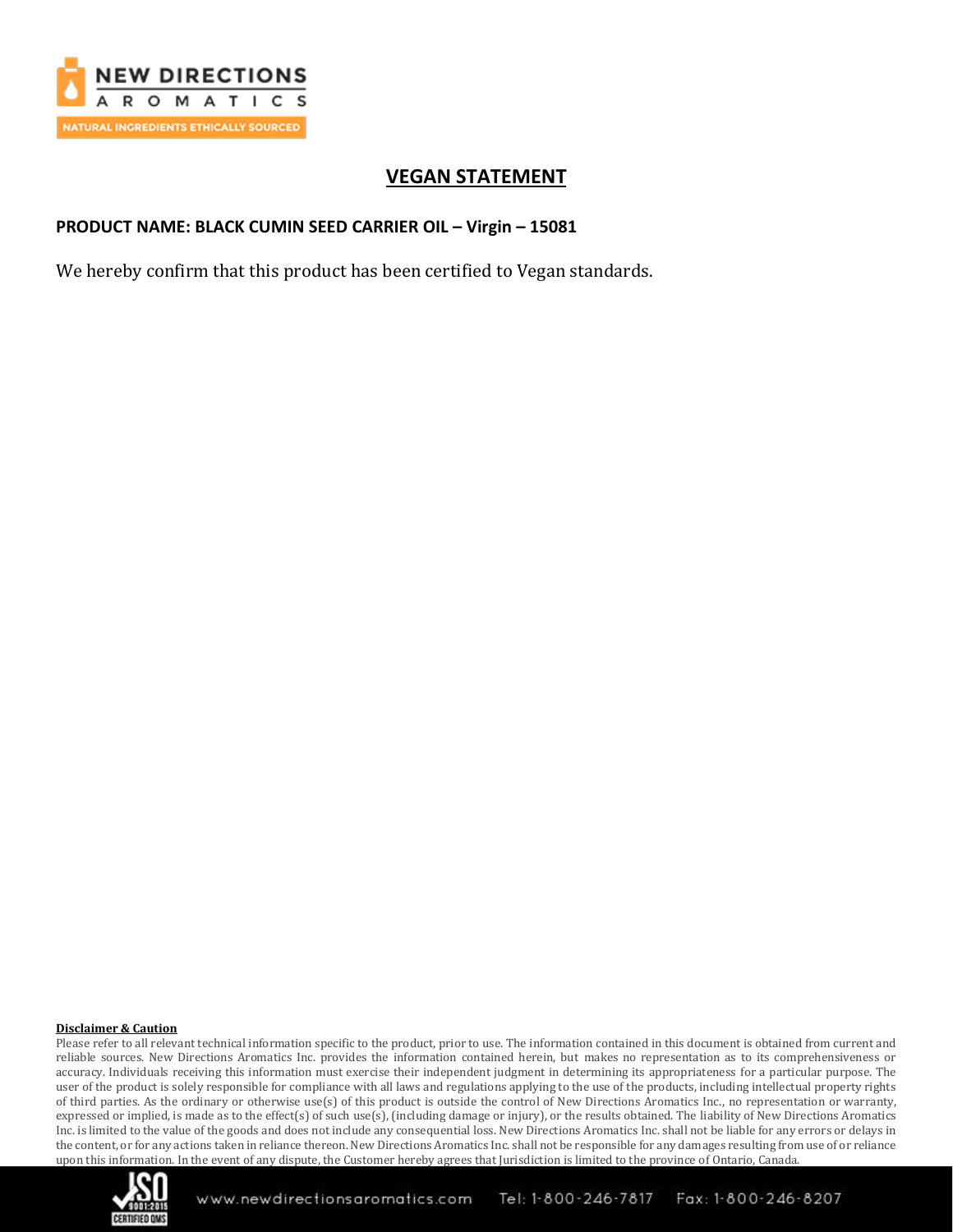# VEGAN STATEMENT

**PRODUCT NAME: BLACK CUMIN SEED CARRIER OIL – Virgin – 15081**

We hereby confirm that this product has been certified to Vegan standards.

**Disclaimer & Caution**

Please refer to all relevant technical information specific to the product, prior to use. The information contained in this document is obtained from current and reliable sources. New Directions Aromatics Inc. provides the information contained herein, but makes no representation as to its comprehensiveness or accuracy. Individuals receiving this information must exercise their independent judgment in determining its appropriateness for a particular purpose. The user of the product is solely responsible for compliance with all laws and regulations applying to the use of the products, including intellectual property rights of third parties. As the ordinary or otherwise use(s) of this product is outside the control of New Directions Aromatics Inc., no representation or warranty, expressed or implied, is made as to the effect(s) of such use(s), (including damage or injury), or the results obtained. The liability of New Directions Aromatics Inc. is limited to the value of the goods and does not include any consequential loss. New Directions Aromatics Inc. shall not be liable for any errors or delays in the content, or for any actions taken in reliance thereon. New Directions Aromatics Inc. shall not be responsible for any damages resulting from use of or reliance upon this information. In the event of any dispute, the Customer hereby agrees that Jurisdiction is limited to the province of Ontario, Canada.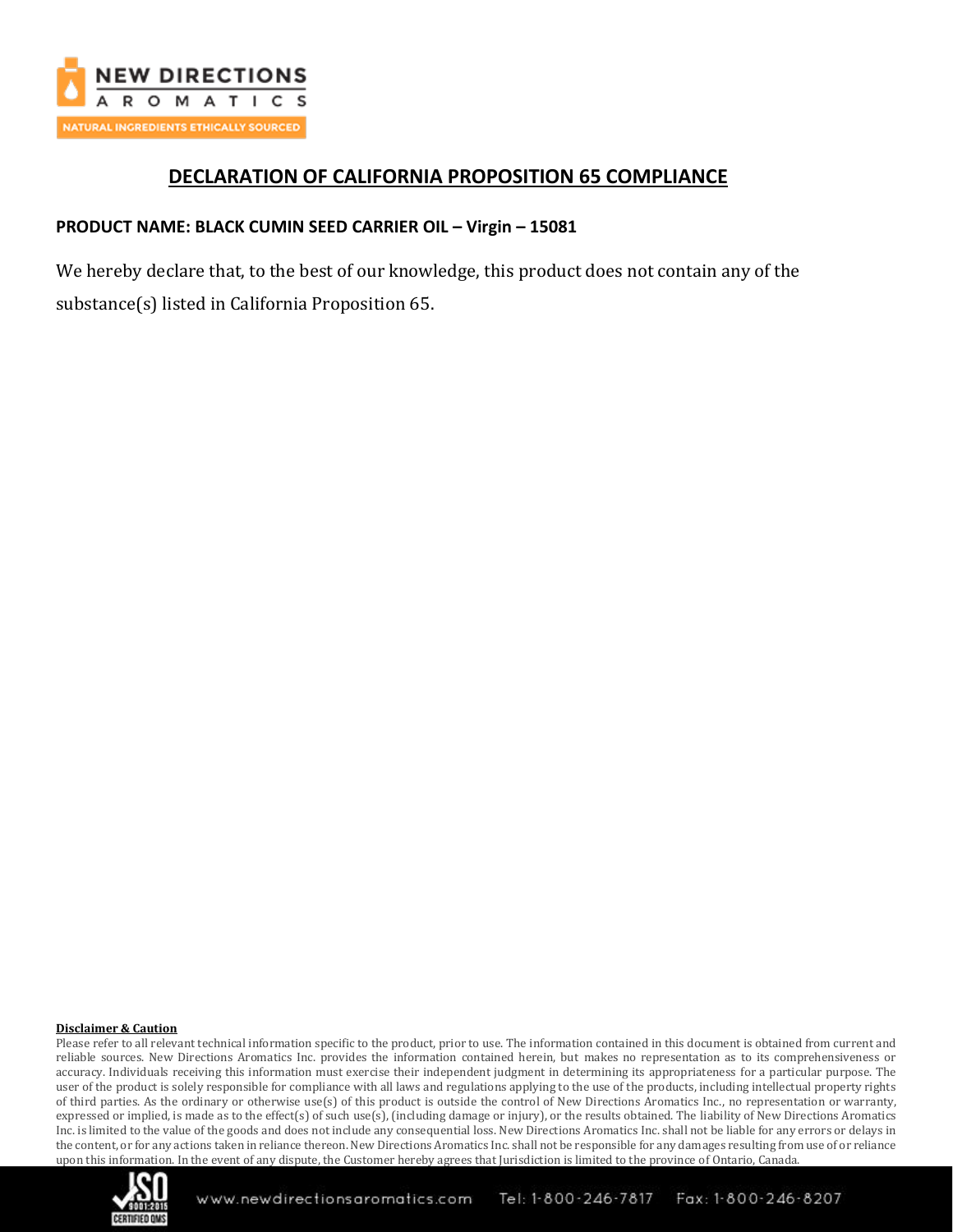# DECLARATION OF CALIFORNIA PROPOSITION 65 COMPLIANCE

**PRODUCT NAME: BLACK CUMIN SEED CARRIER OIL – Virgin – 15081**

We hereby declare that, to the best of our knowledge, this product does not contain any of the substance(s) listed in California Proposition 65.

**Disclaimer & Caution**

Please refer to all relevant technical information specific to the product, prior to use. The information contained in this document is obtained from current and reliable sources. New Directions Aromatics Inc. provides the information contained herein, but makes no representation as to its comprehensiveness or accuracy. Individuals receiving this information must exercise their independent judgment in determining its appropriateness for a particular purpose. The user of the product is solely responsible for compliance with all laws and regulations applying to the use of the products, including intellectual property rights of third parties. As the ordinary or otherwise use(s) of this product is outside the control of New Directions Aromatics Inc., no representation or warranty, expressed or implied, is made as to the effect(s) of such use(s), (including damage or injury), or the results obtained. The liability of New Directions Aromatics Inc. is limited to the value of the goods and does not include any consequential loss. New Directions Aromatics Inc. shall not be liable for any errors or delays in the content, or for any actions taken in reliance thereon. New Directions Aromatics Inc. shall not be responsible for any damages resulting from use of or reliance upon this information. In the event of any dispute, the Customer hereby agrees that Jurisdiction is limited to the province of Ontario, Canada.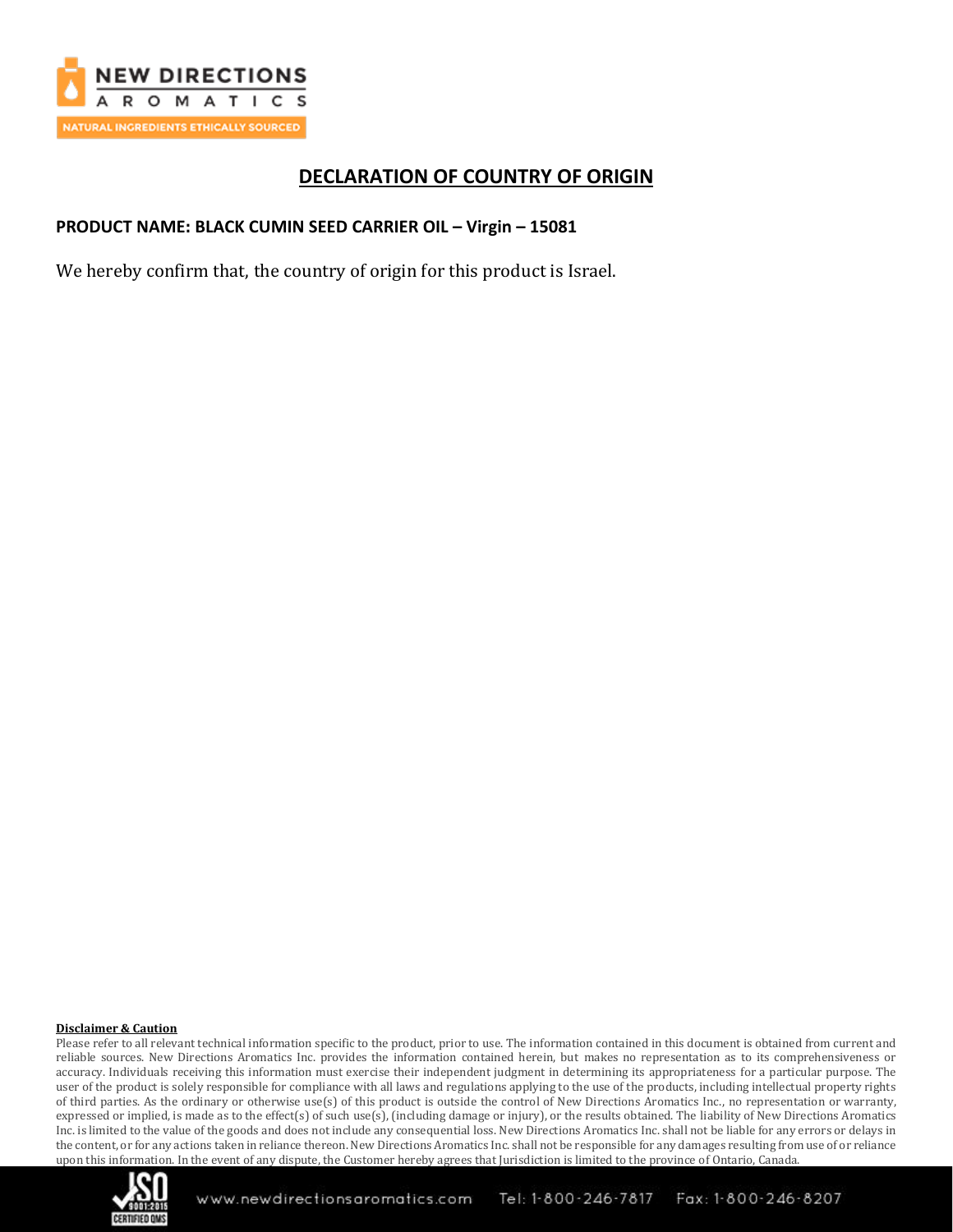# DECLARATION OF COUNTRY OF ORIGIN

**PRODUCT NAME: BLACK CUMIN SEED CARRIER OIL – Virgin – 15081**

We hereby confirm that, the country of origin for this product is Israel.

**Disclaimer & Caution**

Please refer to all relevant technical information specific to the product, prior to use. The information contained in this document is obtained from current and reliable sources. New Directions Aromatics Inc. provides the information contained herein, but makes no representation as to its comprehensiveness or accuracy. Individuals receiving this information must exercise their independent judgment in determining its appropriateness for a particular purpose. The user of the product is solely responsible for compliance with all laws and regulations applying to the use of the products, including intellectual property rights of third parties. As the ordinary or otherwise use(s) of this product is outside the control of New Directions Aromatics Inc., no representation or warranty, expressed or implied, is made as to the effect(s) of such use(s), (including damage or injury), or the results obtained. The liability of New Directions Aromatics Inc. is limited to the value of the goods and does not include any consequential loss. New Directions Aromatics Inc. shall not be liable for any errors or delays in the content, or for any actions taken in reliance thereon. New Directions Aromatics Inc. shall not be responsible for any damages resulting from use of or reliance upon this information. In the event of any dispute, the Customer hereby agrees that Jurisdiction is limited to the province of Ontario, Canada.